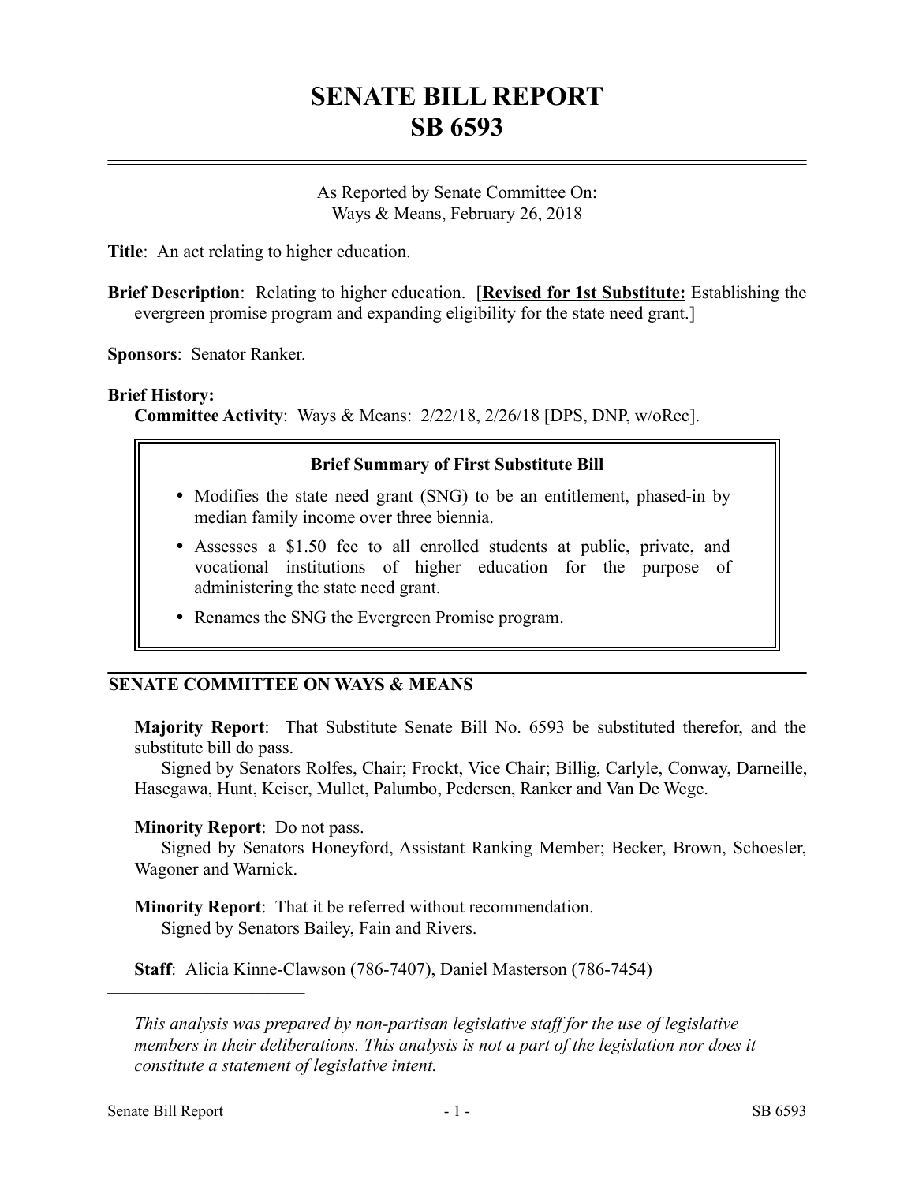# SENATE BILL REPORT
# SB 6593

As Reported by Senate Committee On:
Ways & Means, February 26, 2018

**Title**: An act relating to higher education.

**Brief Description**: Relating to higher education. [**Revised for 1st Substitute:** Establishing the evergreen promise program and expanding eligibility for the state need grant.]

**Sponsors**: Senator Ranker.

**Brief History:**
**Committee Activity**: Ways & Means: 2/22/18, 2/26/18 [DPS, DNP, w/oRec].

> **Brief Summary of First Substitute Bill**
>
> - Modifies the state need grant (SNG) to be an entitlement, phased-in by median family income over three biennia.
> - Assesses a $1.50 fee to all enrolled students at public, private, and vocational institutions of higher education for the purpose of administering the state need grant.
> - Renames the SNG the Evergreen Promise program.

## SENATE COMMITTEE ON WAYS & MEANS

**Majority Report**: That Substitute Senate Bill No. 6593 be substituted therefor, and the substitute bill do pass.
Signed by Senators Rolfes, Chair; Frockt, Vice Chair; Billig, Carlyle, Conway, Darneille, Hasegawa, Hunt, Keiser, Mullet, Palumbo, Pedersen, Ranker and Van De Wege.

**Minority Report**: Do not pass.
Signed by Senators Honeyford, Assistant Ranking Member; Becker, Brown, Schoesler, Wagoner and Warnick.

**Minority Report**: That it be referred without recommendation.
Signed by Senators Bailey, Fain and Rivers.

**Staff**: Alicia Kinne-Clawson (786-7407), Daniel Masterson (786-7454)

---

*This analysis was prepared by non-partisan legislative staff for the use of legislative members in their deliberations. This analysis is not a part of the legislation nor does it constitute a statement of legislative intent.*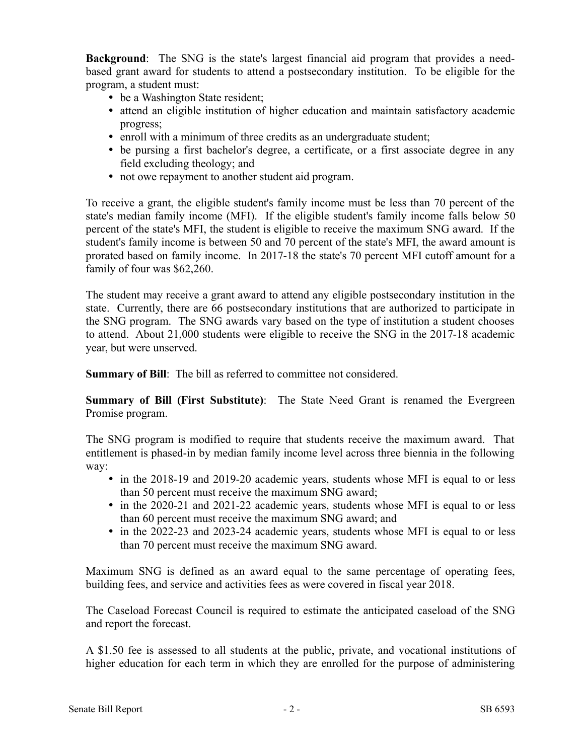**Background**: The SNG is the state's largest financial aid program that provides a need-based grant award for students to attend a postsecondary institution. To be eligible for the program, a student must:

- be a Washington State resident;
- attend an eligible institution of higher education and maintain satisfactory academic progress;
- enroll with a minimum of three credits as an undergraduate student;
- be pursing a first bachelor's degree, a certificate, or a first associate degree in any field excluding theology; and
- not owe repayment to another student aid program.

To receive a grant, the eligible student's family income must be less than 70 percent of the state's median family income (MFI). If the eligible student's family income falls below 50 percent of the state's MFI, the student is eligible to receive the maximum SNG award. If the student's family income is between 50 and 70 percent of the state's MFI, the award amount is prorated based on family income. In 2017-18 the state's 70 percent MFI cutoff amount for a family of four was $62,260.

The student may receive a grant award to attend any eligible postsecondary institution in the state. Currently, there are 66 postsecondary institutions that are authorized to participate in the SNG program. The SNG awards vary based on the type of institution a student chooses to attend. About 21,000 students were eligible to receive the SNG in the 2017-18 academic year, but were unserved.

**Summary of Bill**: The bill as referred to committee not considered.

**Summary of Bill (First Substitute)**: The State Need Grant is renamed the Evergreen Promise program.

The SNG program is modified to require that students receive the maximum award. That entitlement is phased-in by median family income level across three biennia in the following way:

- in the 2018-19 and 2019-20 academic years, students whose MFI is equal to or less than 50 percent must receive the maximum SNG award;
- in the 2020-21 and 2021-22 academic years, students whose MFI is equal to or less than 60 percent must receive the maximum SNG award; and
- in the 2022-23 and 2023-24 academic years, students whose MFI is equal to or less than 70 percent must receive the maximum SNG award.

Maximum SNG is defined as an award equal to the same percentage of operating fees, building fees, and service and activities fees as were covered in fiscal year 2018.

The Caseload Forecast Council is required to estimate the anticipated caseload of the SNG and report the forecast.

A $1.50 fee is assessed to all students at the public, private, and vocational institutions of higher education for each term in which they are enrolled for the purpose of administering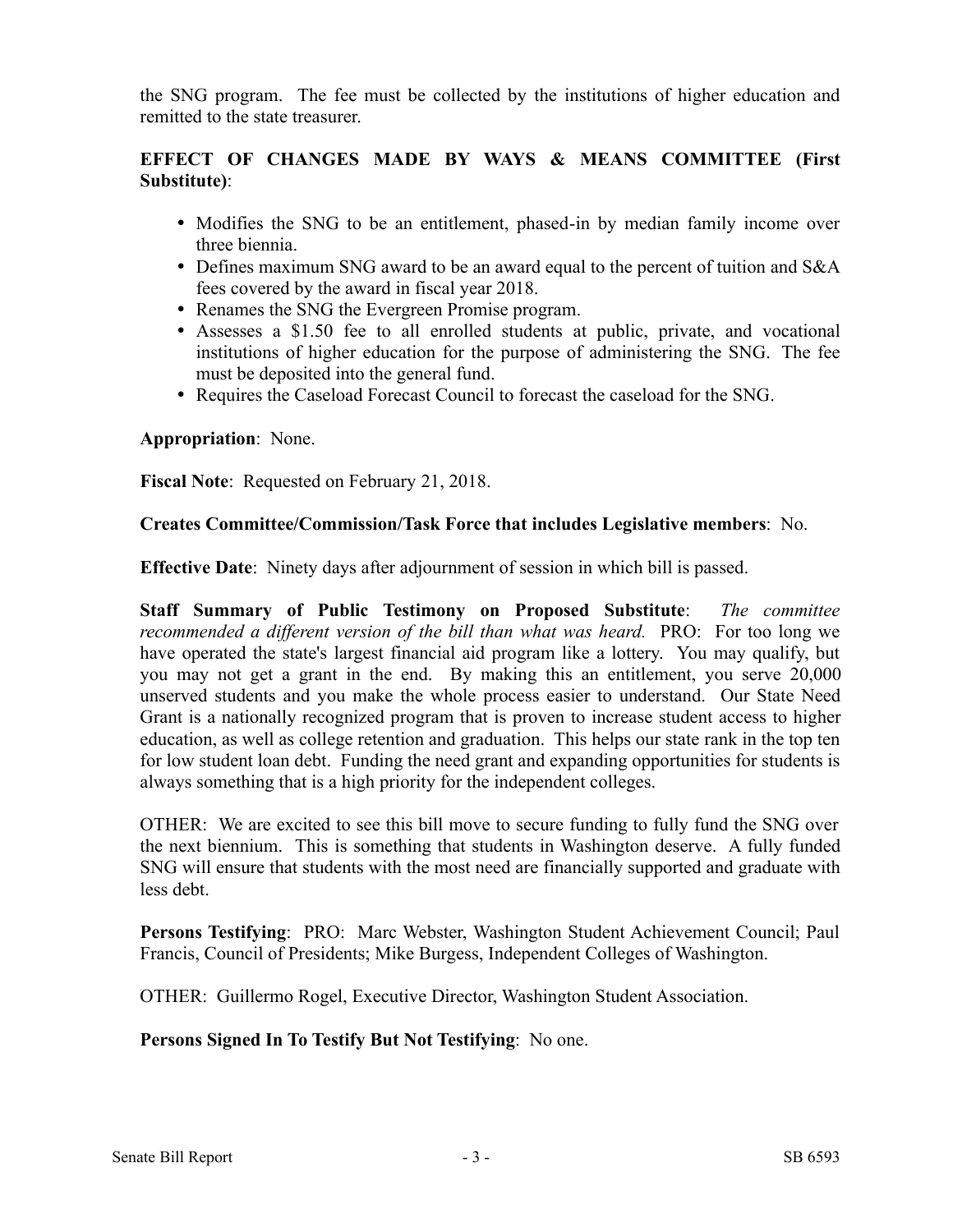the SNG program. The fee must be collected by the institutions of higher education and remitted to the state treasurer.

**EFFECT OF CHANGES MADE BY WAYS & MEANS COMMITTEE (First Substitute)**:

- Modifies the SNG to be an entitlement, phased-in by median family income over three biennia.
- Defines maximum SNG award to be an award equal to the percent of tuition and S&A fees covered by the award in fiscal year 2018.
- Renames the SNG the Evergreen Promise program.
- Assesses a $1.50 fee to all enrolled students at public, private, and vocational institutions of higher education for the purpose of administering the SNG. The fee must be deposited into the general fund.
- Requires the Caseload Forecast Council to forecast the caseload for the SNG.

**Appropriation**: None.

**Fiscal Note**: Requested on February 21, 2018.

**Creates Committee/Commission/Task Force that includes Legislative members**: No.

**Effective Date**: Ninety days after adjournment of session in which bill is passed.

**Staff Summary of Public Testimony on Proposed Substitute**: *The committee recommended a different version of the bill than what was heard.* PRO: For too long we have operated the state's largest financial aid program like a lottery. You may qualify, but you may not get a grant in the end. By making this an entitlement, you serve 20,000 unserved students and you make the whole process easier to understand. Our State Need Grant is a nationally recognized program that is proven to increase student access to higher education, as well as college retention and graduation. This helps our state rank in the top ten for low student loan debt. Funding the need grant and expanding opportunities for students is always something that is a high priority for the independent colleges.

OTHER: We are excited to see this bill move to secure funding to fully fund the SNG over the next biennium. This is something that students in Washington deserve. A fully funded SNG will ensure that students with the most need are financially supported and graduate with less debt.

**Persons Testifying**: PRO: Marc Webster, Washington Student Achievement Council; Paul Francis, Council of Presidents; Mike Burgess, Independent Colleges of Washington.

OTHER: Guillermo Rogel, Executive Director, Washington Student Association.

**Persons Signed In To Testify But Not Testifying**: No one.